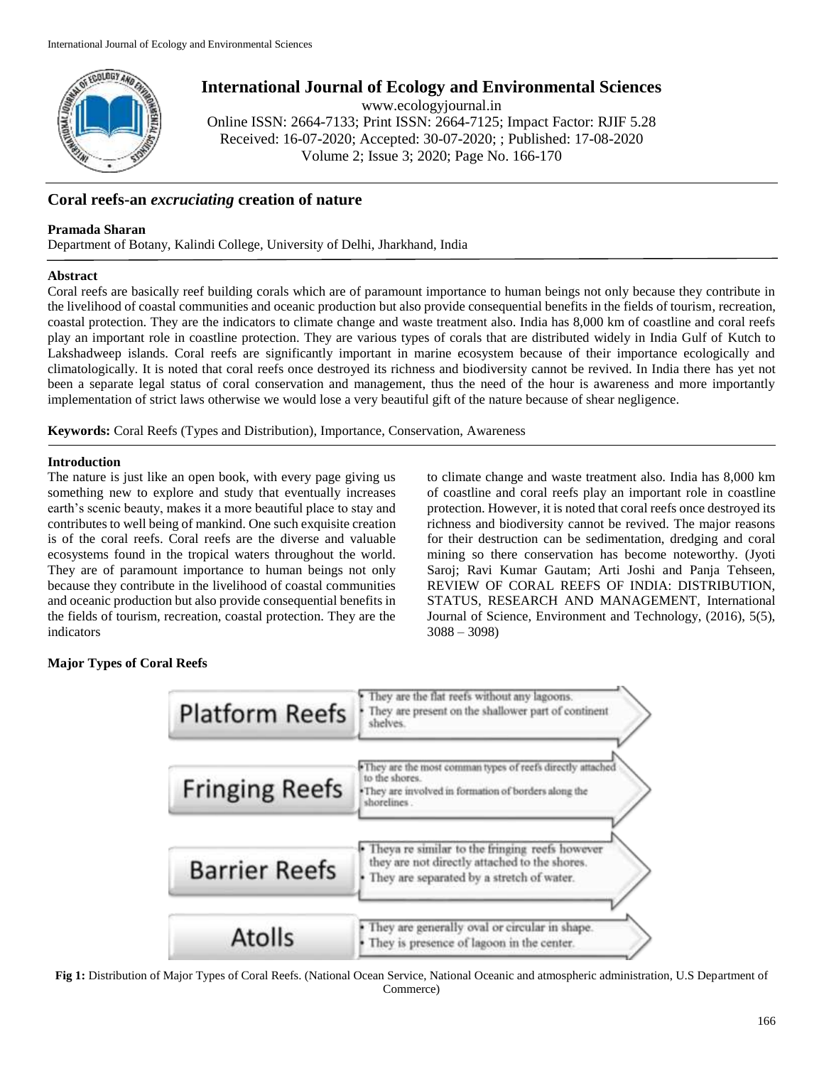# International Journal of Ecology and Environmental Sciences

www.ecologyjournal.in
Online ISSN: 2664-7133; Print ISSN: 2664-7125; Impact Factor: RJIF 5.28
Received: 16-07-2020; Accepted: 30-07-2020; ; Published: 17-08-2020
Volume 2; Issue 3; 2020; Page No. 166-170

## Coral reefs-an *excruciating* creation of nature

**Pramada Sharan**

Department of Botany, Kalindi College, University of Delhi, Jharkhand, India

### Abstract

Coral reefs are basically reef building corals which are of paramount importance to human beings not only because they contribute in the livelihood of coastal communities and oceanic production but also provide consequential benefits in the fields of tourism, recreation, coastal protection. They are the indicators to climate change and waste treatment also. India has 8,000 km of coastline and coral reefs play an important role in coastline protection. They are various types of corals that are distributed widely in India Gulf of Kutch to Lakshadweep islands. Coral reefs are significantly important in marine ecosystem because of their importance ecologically and climatologically. It is noted that coral reefs once destroyed its richness and biodiversity cannot be revived. In India there has yet not been a separate legal status of coral conservation and management, thus the need of the hour is awareness and more importantly implementation of strict laws otherwise we would lose a very beautiful gift of the nature because of shear negligence.

**Keywords:** Coral Reefs (Types and Distribution), Importance, Conservation, Awareness

### Introduction

The nature is just like an open book, with every page giving us something new to explore and study that eventually increases earth's scenic beauty, makes it a more beautiful place to stay and contributes to well being of mankind. One such exquisite creation is of the coral reefs. Coral reefs are the diverse and valuable ecosystems found in the tropical waters throughout the world. They are of paramount importance to human beings not only because they contribute in the livelihood of coastal communities and oceanic production but also provide consequential benefits in the fields of tourism, recreation, coastal protection. They are the indicators to climate change and waste treatment also. India has 8,000 km of coastline and coral reefs play an important role in coastline protection. However, it is noted that coral reefs once destroyed its richness and biodiversity cannot be revived. The major reasons for their destruction can be sedimentation, dredging and coral mining so there conservation has become noteworthy. (Jyoti Saroj; Ravi Kumar Gautam; Arti Joshi and Panja Tehseen, REVIEW OF CORAL REEFS OF INDIA: DISTRIBUTION, STATUS, RESEARCH AND MANAGEMENT, International Journal of Science, Environment and Technology, (2016), 5(5), 3088 – 3098)

### Major Types of Coral Reefs

**Platform Reefs**
- They are the flat reefs without any lagoons.
- They are present on the shallower part of continent shelves.

**Fringing Reefs**
- They are the most comman types of reefs directly attached to the shores.
- They are involved in formation of borders along the shorelines.

**Barrier Reefs**
- Theya re similar to the fringing reefs however they are not directly attached to the shores.
- They are separated by a stretch of water.

**Atolls**
- They are generally oval or circular in shape.
- They is presence of lagoon in the center.

**Fig 1:** Distribution of Major Types of Coral Reefs. (National Ocean Service, National Oceanic and atmospheric administration, U.S Department of Commerce)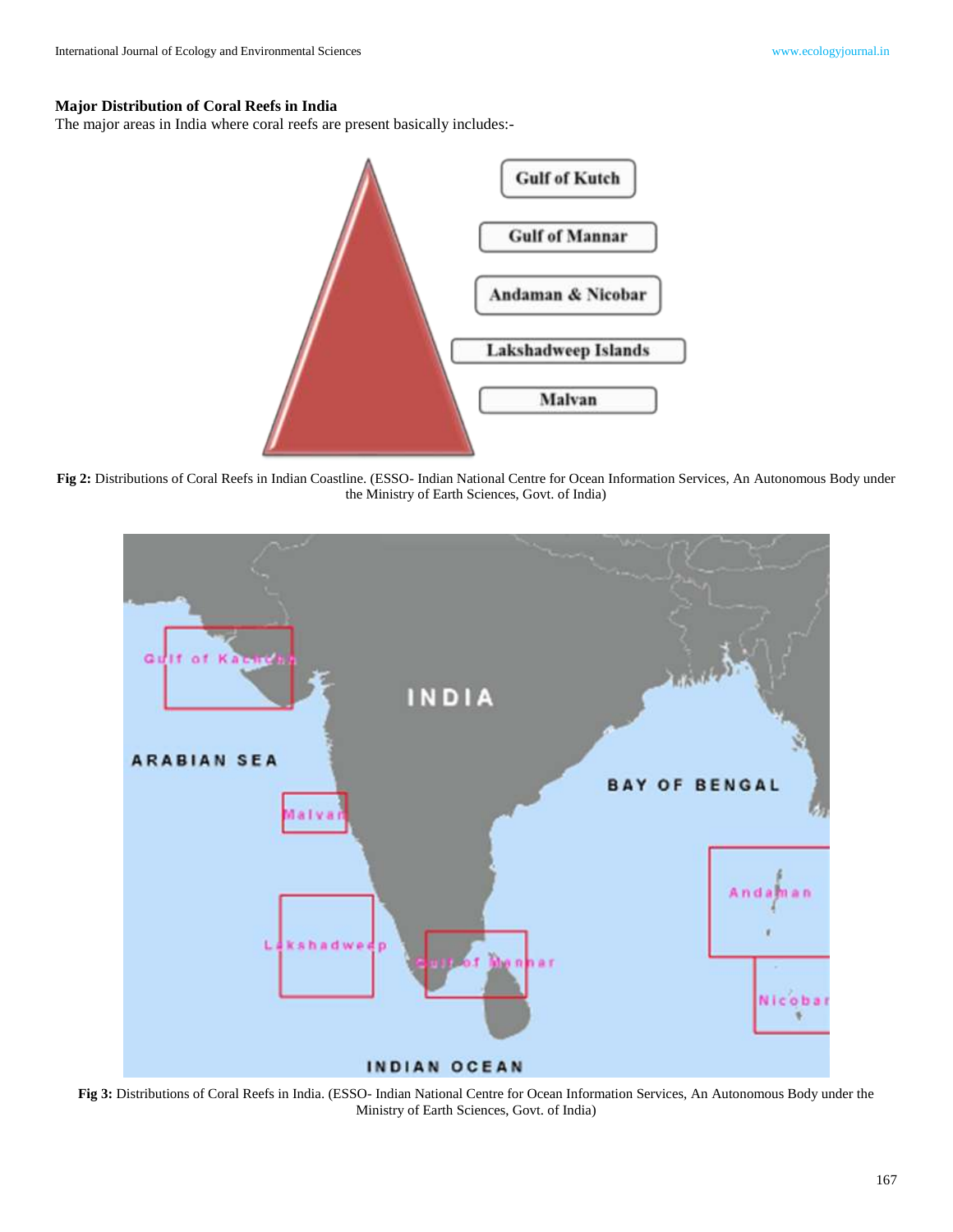### Major Distribution of Coral Reefs in India

The major areas in India where coral reefs are present basically includes:-

- Gulf of Kutch
- Gulf of Mannar
- Andaman & Nicobar
- Lakshadweep Islands
- Malvan

**Fig 2:** Distributions of Coral Reefs in Indian Coastline. (ESSO- Indian National Centre for Ocean Information Services, An Autonomous Body under the Ministry of Earth Sciences, Govt. of India)

**Fig 3:** Distributions of Coral Reefs in India. (ESSO- Indian National Centre for Ocean Information Services, An Autonomous Body under the Ministry of Earth Sciences, Govt. of India)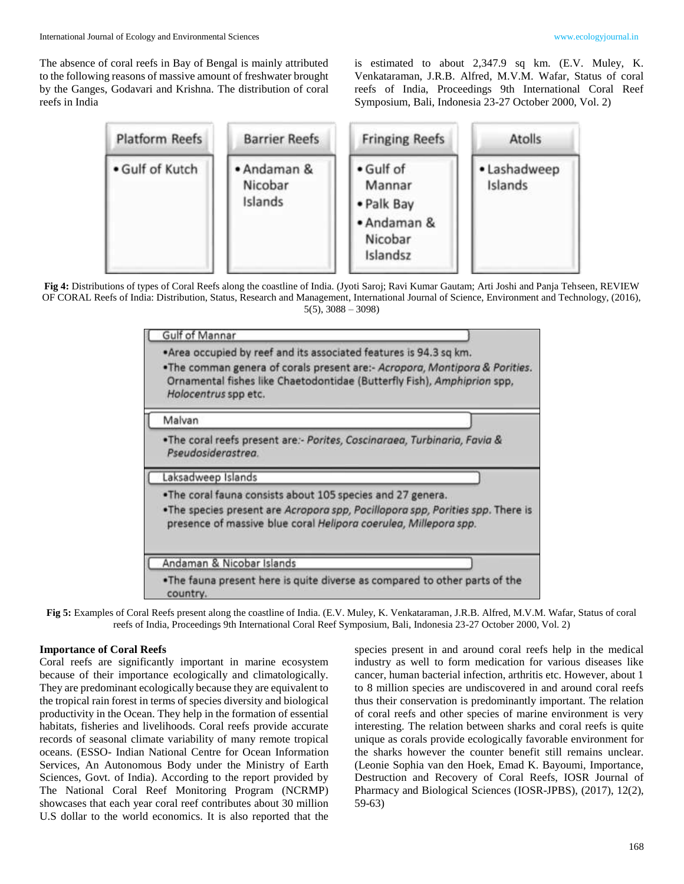The absence of coral reefs in Bay of Bengal is mainly attributed to the following reasons of massive amount of freshwater brought by the Ganges, Godavari and Krishna. The distribution of coral reefs in India is estimated to about 2,347.9 sq km. (E.V. Muley, K. Venkataraman, J.R.B. Alfred, M.V.M. Wafar, Status of coral reefs of India, Proceedings 9th International Coral Reef Symposium, Bali, Indonesia 23-27 October 2000, Vol. 2)

| Platform Reefs | Barrier Reefs | Fringing Reefs | Atolls |
| --- | --- | --- | --- |
| • Gulf of Kutch | • Andaman & Nicobar Islands | • Gulf of Mannar<br>• Palk Bay<br>• Andaman & Nicobar Islandsz | • Lashadweep Islands |

**Fig 4:** Distributions of types of Coral Reefs along the coastline of India. (Jyoti Saroj; Ravi Kumar Gautam; Arti Joshi and Panja Tehseen, REVIEW OF CORAL Reefs of India: Distribution, Status, Research and Management, International Journal of Science, Environment and Technology, (2016), 5(5), 3088 – 3098)

**Gulf of Mannar**

- Area occupied by reef and its associated features is 94.3 sq km.
- The comman genera of corals present are:- *Acropora, Montipora & Porities*. Ornamental fishes like Chaetodontidae (Butterfly Fish), *Amphiprion* spp, *Holocentrus* spp etc.

**Malvan**

- The coral reefs present are:- *Porites, Coscinaraea, Turbinaria, Favia & Pseudosiderastrea*.

**Laksadweep Islands**

- The coral fauna consists about 105 species and 27 genera.
- The species present are *Acropora spp, Pocillopora spp, Porities spp*. There is presence of massive blue coral *Helipora coerulea, Millepora spp*.

**Andaman & Nicobar Islands**

- The fauna present here is quite diverse as compared to other parts of the country.

**Fig 5:** Examples of Coral Reefs present along the coastline of India. (E.V. Muley, K. Venkataraman, J.R.B. Alfred, M.V.M. Wafar, Status of coral reefs of India, Proceedings 9th International Coral Reef Symposium, Bali, Indonesia 23-27 October 2000, Vol. 2)

### Importance of Coral Reefs

Coral reefs are significantly important in marine ecosystem because of their importance ecologically and climatologically. They are predominant ecologically because they are equivalent to the tropical rain forest in terms of species diversity and biological productivity in the Ocean. They help in the formation of essential habitats, fisheries and livelihoods. Coral reefs provide accurate records of seasonal climate variability of many remote tropical oceans. (ESSO- Indian National Centre for Ocean Information Services, An Autonomous Body under the Ministry of Earth Sciences, Govt. of India). According to the report provided by The National Coral Reef Monitoring Program (NCRMP) showcases that each year coral reef contributes about 30 million U.S dollar to the world economics. It is also reported that the species present in and around coral reefs help in the medical industry as well to form medication for various diseases like cancer, human bacterial infection, arthritis etc. However, about 1 to 8 million species are undiscovered in and around coral reefs thus their conservation is predominantly important. The relation of coral reefs and other species of marine environment is very interesting. The relation between sharks and coral reefs is quite unique as corals provide ecologically favorable environment for the sharks however the counter benefit still remains unclear. (Leonie Sophia van den Hoek, Emad K. Bayoumi, Importance, Destruction and Recovery of Coral Reefs, IOSR Journal of Pharmacy and Biological Sciences (IOSR-JPBS), (2017), 12(2), 59-63)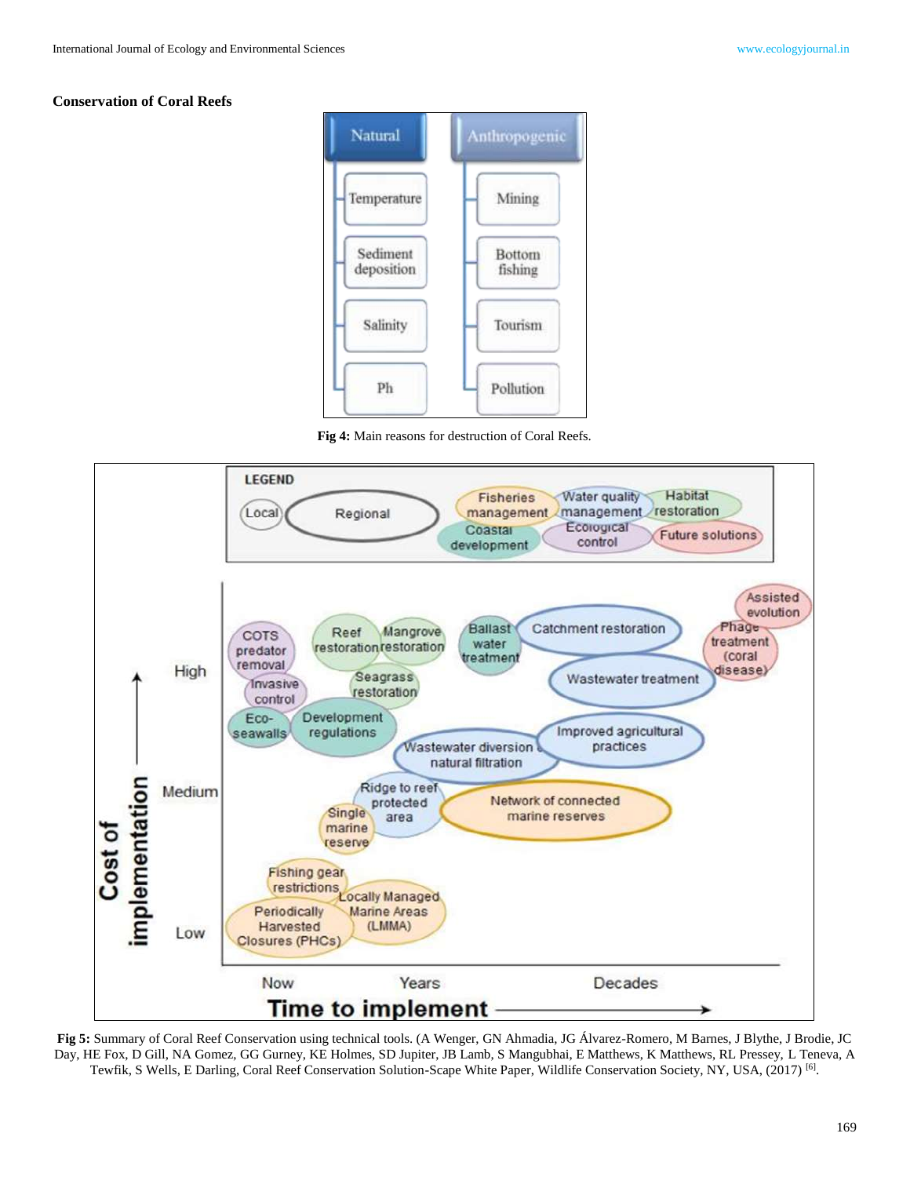### Conservation of Coral Reefs

Fig 4: Main reasons for destruction of Coral Reefs.

Fig 5: Summary of Coral Reef Conservation using technical tools. (A Wenger, GN Ahmadia, JG Álvarez-Romero, M Barnes, J Blythe, J Brodie, JC Day, HE Fox, D Gill, NA Gomez, GG Gurney, KE Holmes, SD Jupiter, JB Lamb, S Mangubhai, E Matthews, K Matthews, RL Pressey, L Teneva, A Tewfik, S Wells, E Darling, Coral Reef Conservation Solution-Scape White Paper, Wildlife Conservation Society, NY, USA, (2017) [6].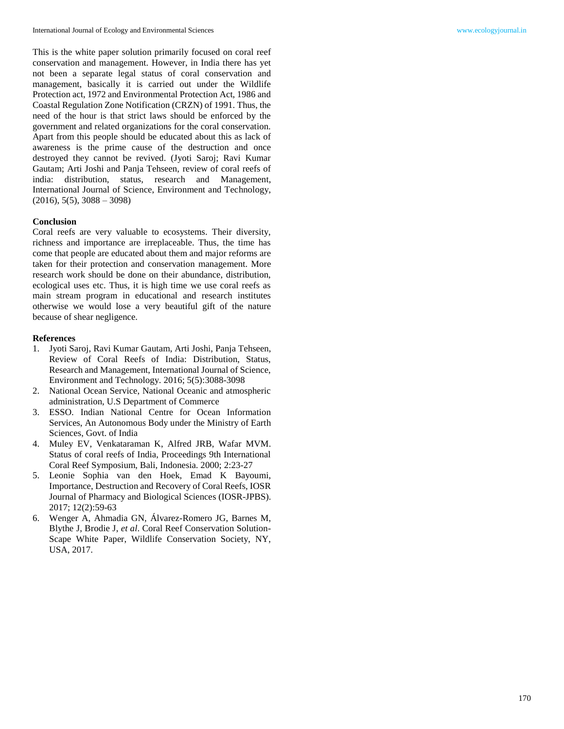This is the white paper solution primarily focused on coral reef conservation and management. However, in India there has yet not been a separate legal status of coral conservation and management, basically it is carried out under the Wildlife Protection act, 1972 and Environmental Protection Act, 1986 and Coastal Regulation Zone Notification (CRZN) of 1991. Thus, the need of the hour is that strict laws should be enforced by the government and related organizations for the coral conservation. Apart from this people should be educated about this as lack of awareness is the prime cause of the destruction and once destroyed they cannot be revived. (Jyoti Saroj; Ravi Kumar Gautam; Arti Joshi and Panja Tehseen, review of coral reefs of india: distribution, status, research and Management, International Journal of Science, Environment and Technology, (2016), 5(5), 3088 – 3098)

## Conclusion

Coral reefs are very valuable to ecosystems. Their diversity, richness and importance are irreplaceable. Thus, the time has come that people are educated about them and major reforms are taken for their protection and conservation management. More research work should be done on their abundance, distribution, ecological uses etc. Thus, it is high time we use coral reefs as main stream program in educational and research institutes otherwise we would lose a very beautiful gift of the nature because of shear negligence.

## References

1. Jyoti Saroj, Ravi Kumar Gautam, Arti Joshi, Panja Tehseen, Review of Coral Reefs of India: Distribution, Status, Research and Management, International Journal of Science, Environment and Technology. 2016; 5(5):3088-3098
2. National Ocean Service, National Oceanic and atmospheric administration, U.S Department of Commerce
3. ESSO. Indian National Centre for Ocean Information Services, An Autonomous Body under the Ministry of Earth Sciences, Govt. of India
4. Muley EV, Venkataraman K, Alfred JRB, Wafar MVM. Status of coral reefs of India, Proceedings 9th International Coral Reef Symposium, Bali, Indonesia. 2000; 2:23-27
5. Leonie Sophia van den Hoek, Emad K Bayoumi, Importance, Destruction and Recovery of Coral Reefs, IOSR Journal of Pharmacy and Biological Sciences (IOSR-JPBS). 2017; 12(2):59-63
6. Wenger A, Ahmadia GN, Álvarez-Romero JG, Barnes M, Blythe J, Brodie J, *et al*. Coral Reef Conservation Solution-Scape White Paper, Wildlife Conservation Society, NY, USA, 2017.